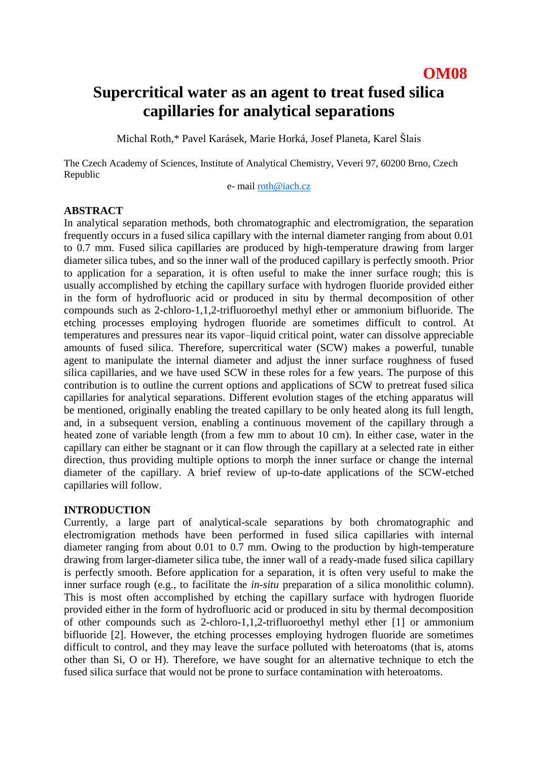**OM08**

# Supercritical water as an agent to treat fused silica capillaries for analytical separations

Michal Roth,* Pavel Karásek, Marie Horká, Josef Planeta, Karel Šlais

The Czech Academy of Sciences, Institute of Analytical Chemistry, Veveri 97, 60200 Brno, Czech Republic

e- mail roth@iach.cz

## ABSTRACT

In analytical separation methods, both chromatographic and electromigration, the separation frequently occurs in a fused silica capillary with the internal diameter ranging from about 0.01 to 0.7 mm. Fused silica capillaries are produced by high-temperature drawing from larger diameter silica tubes, and so the inner wall of the produced capillary is perfectly smooth. Prior to application for a separation, it is often useful to make the inner surface rough; this is usually accomplished by etching the capillary surface with hydrogen fluoride provided either in the form of hydrofluoric acid or produced in situ by thermal decomposition of other compounds such as 2-chloro-1,1,2-trifluoroethyl methyl ether or ammonium bifluoride. The etching processes employing hydrogen fluoride are sometimes difficult to control. At temperatures and pressures near its vapor–liquid critical point, water can dissolve appreciable amounts of fused silica. Therefore, supercritical water (SCW) makes a powerful, tunable agent to manipulate the internal diameter and adjust the inner surface roughness of fused silica capillaries, and we have used SCW in these roles for a few years. The purpose of this contribution is to outline the current options and applications of SCW to pretreat fused silica capillaries for analytical separations. Different evolution stages of the etching apparatus will be mentioned, originally enabling the treated capillary to be only heated along its full length, and, in a subsequent version, enabling a continuous movement of the capillary through a heated zone of variable length (from a few mm to about 10 cm). In either case, water in the capillary can either be stagnant or it can flow through the capillary at a selected rate in either direction, thus providing multiple options to morph the inner surface or change the internal diameter of the capillary. A brief review of up-to-date applications of the SCW-etched capillaries will follow.

## INTRODUCTION

Currently, a large part of analytical-scale separations by both chromatographic and electromigration methods have been performed in fused silica capillaries with internal diameter ranging from about 0.01 to 0.7 mm. Owing to the production by high-temperature drawing from larger-diameter silica tube, the inner wall of a ready-made fused silica capillary is perfectly smooth. Before application for a separation, it is often very useful to make the inner surface rough (e.g., to facilitate the *in-situ* preparation of a silica monolithic column). This is most often accomplished by etching the capillary surface with hydrogen fluoride provided either in the form of hydrofluoric acid or produced in situ by thermal decomposition of other compounds such as 2-chloro-1,1,2-trifluoroethyl methyl ether [1] or ammonium bifluoride [2]. However, the etching processes employing hydrogen fluoride are sometimes difficult to control, and they may leave the surface polluted with heteroatoms (that is, atoms other than Si, O or H). Therefore, we have sought for an alternative technique to etch the fused silica surface that would not be prone to surface contamination with heteroatoms.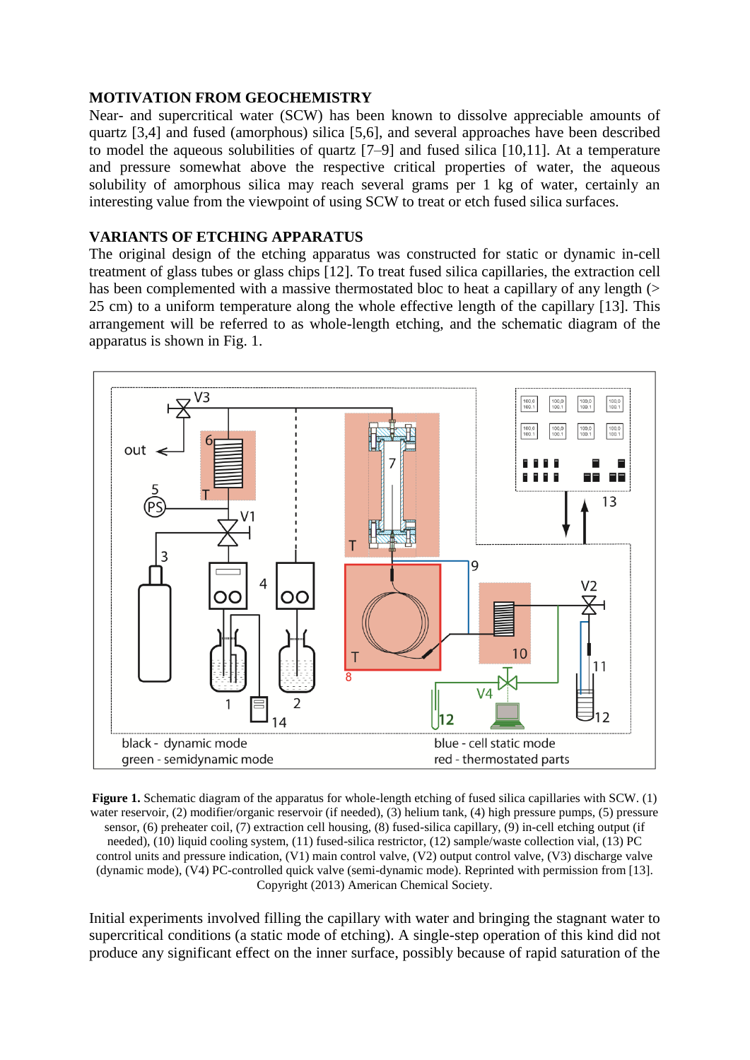## MOTIVATION FROM GEOCHEMISTRY

Near- and supercritical water (SCW) has been known to dissolve appreciable amounts of quartz [3,4] and fused (amorphous) silica [5,6], and several approaches have been described to model the aqueous solubilities of quartz [7–9] and fused silica [10,11]. At a temperature and pressure somewhat above the respective critical properties of water, the aqueous solubility of amorphous silica may reach several grams per 1 kg of water, certainly an interesting value from the viewpoint of using SCW to treat or etch fused silica surfaces.

## VARIANTS OF ETCHING APPARATUS

The original design of the etching apparatus was constructed for static or dynamic in-cell treatment of glass tubes or glass chips [12]. To treat fused silica capillaries, the extraction cell has been complemented with a massive thermostated bloc to heat a capillary of any length (> 25 cm) to a uniform temperature along the whole effective length of the capillary [13]. This arrangement will be referred to as whole-length etching, and the schematic diagram of the apparatus is shown in Fig. 1.

**Figure 1.** Schematic diagram of the apparatus for whole-length etching of fused silica capillaries with SCW. (1) water reservoir, (2) modifier/organic reservoir (if needed), (3) helium tank, (4) high pressure pumps, (5) pressure sensor, (6) preheater coil, (7) extraction cell housing, (8) fused-silica capillary, (9) in-cell etching output (if needed), (10) liquid cooling system, (11) fused-silica restrictor, (12) sample/waste collection vial, (13) PC control units and pressure indication, (V1) main control valve, (V2) output control valve, (V3) discharge valve (dynamic mode), (V4) PC-controlled quick valve (semi-dynamic mode). Reprinted with permission from [13]. Copyright (2013) American Chemical Society.

Initial experiments involved filling the capillary with water and bringing the stagnant water to supercritical conditions (a static mode of etching). A single-step operation of this kind did not produce any significant effect on the inner surface, possibly because of rapid saturation of the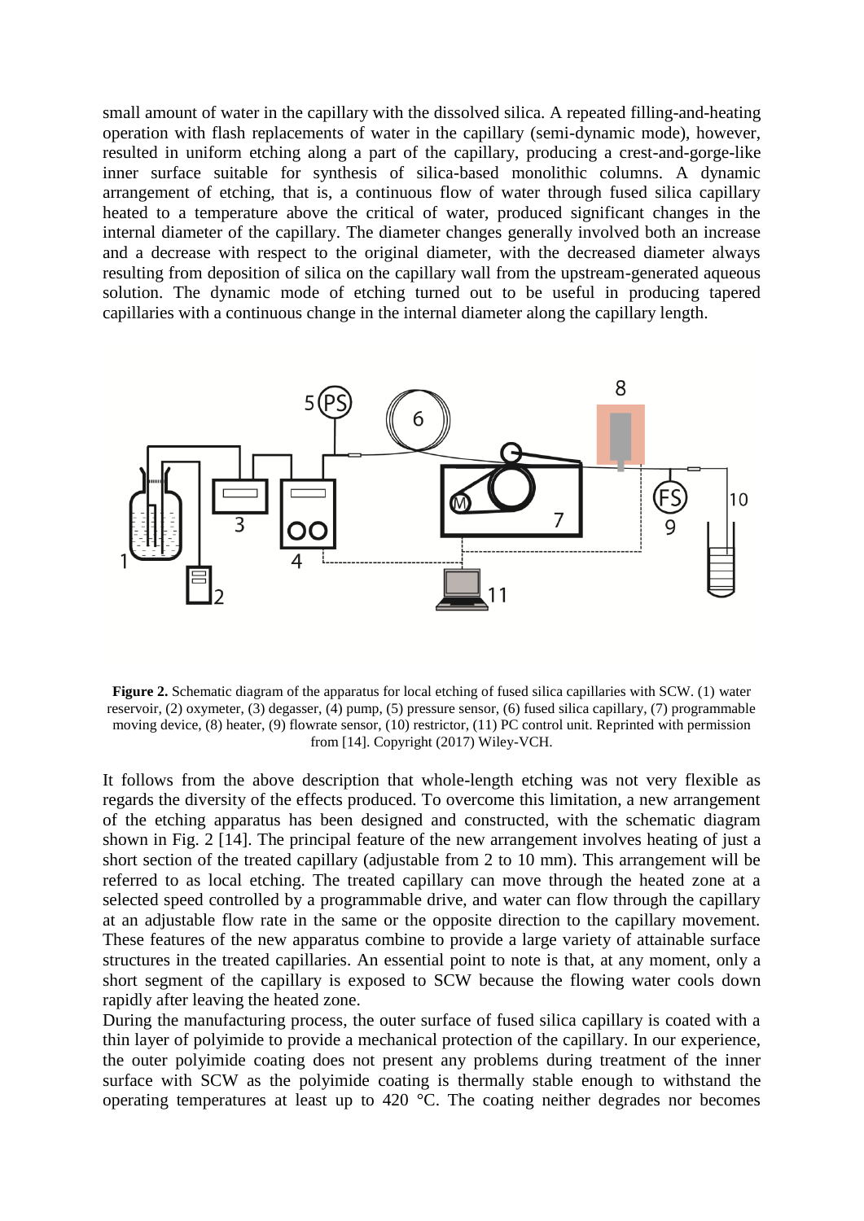small amount of water in the capillary with the dissolved silica. A repeated filling-and-heating operation with flash replacements of water in the capillary (semi-dynamic mode), however, resulted in uniform etching along a part of the capillary, producing a crest-and-gorge-like inner surface suitable for synthesis of silica-based monolithic columns. A dynamic arrangement of etching, that is, a continuous flow of water through fused silica capillary heated to a temperature above the critical of water, produced significant changes in the internal diameter of the capillary. The diameter changes generally involved both an increase and a decrease with respect to the original diameter, with the decreased diameter always resulting from deposition of silica on the capillary wall from the upstream-generated aqueous solution. The dynamic mode of etching turned out to be useful in producing tapered capillaries with a continuous change in the internal diameter along the capillary length.

**Figure 2.** Schematic diagram of the apparatus for local etching of fused silica capillaries with SCW. (1) water reservoir, (2) oxymeter, (3) degasser, (4) pump, (5) pressure sensor, (6) fused silica capillary, (7) programmable moving device, (8) heater, (9) flowrate sensor, (10) restrictor, (11) PC control unit. Reprinted with permission from [14]. Copyright (2017) Wiley-VCH.

It follows from the above description that whole-length etching was not very flexible as regards the diversity of the effects produced. To overcome this limitation, a new arrangement of the etching apparatus has been designed and constructed, with the schematic diagram shown in Fig. 2 [14]. The principal feature of the new arrangement involves heating of just a short section of the treated capillary (adjustable from 2 to 10 mm). This arrangement will be referred to as local etching. The treated capillary can move through the heated zone at a selected speed controlled by a programmable drive, and water can flow through the capillary at an adjustable flow rate in the same or the opposite direction to the capillary movement. These features of the new apparatus combine to provide a large variety of attainable surface structures in the treated capillaries. An essential point to note is that, at any moment, only a short segment of the capillary is exposed to SCW because the flowing water cools down rapidly after leaving the heated zone.

During the manufacturing process, the outer surface of fused silica capillary is coated with a thin layer of polyimide to provide a mechanical protection of the capillary. In our experience, the outer polyimide coating does not present any problems during treatment of the inner surface with SCW as the polyimide coating is thermally stable enough to withstand the operating temperatures at least up to 420 °C. The coating neither degrades nor becomes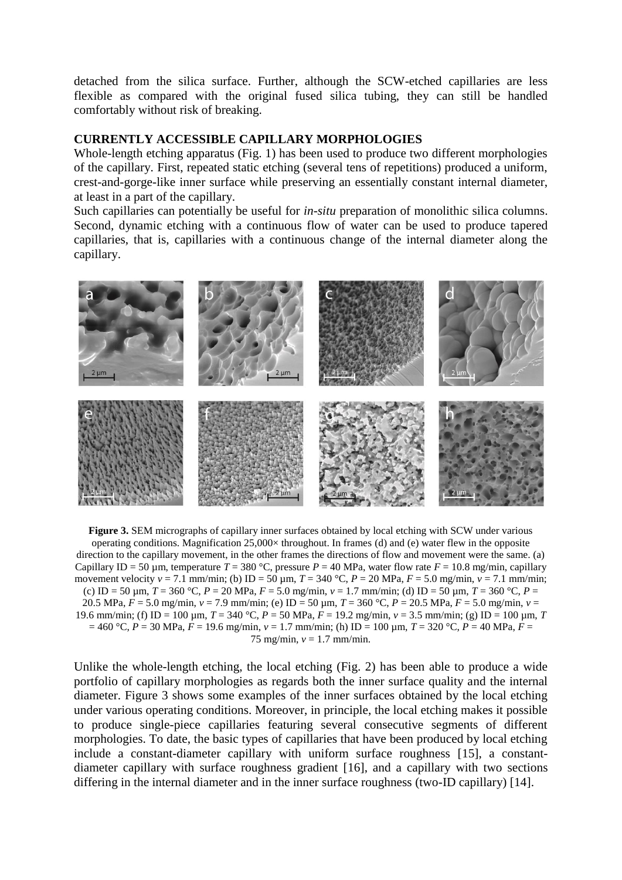detached from the silica surface. Further, although the SCW-etched capillaries are less flexible as compared with the original fused silica tubing, they can still be handled comfortably without risk of breaking.

## CURRENTLY ACCESSIBLE CAPILLARY MORPHOLOGIES

Whole-length etching apparatus (Fig. 1) has been used to produce two different morphologies of the capillary. First, repeated static etching (several tens of repetitions) produced a uniform, crest-and-gorge-like inner surface while preserving an essentially constant internal diameter, at least in a part of the capillary.

Such capillaries can potentially be useful for *in-situ* preparation of monolithic silica columns. Second, dynamic etching with a continuous flow of water can be used to produce tapered capillaries, that is, capillaries with a continuous change of the internal diameter along the capillary.

**Figure 3.** SEM micrographs of capillary inner surfaces obtained by local etching with SCW under various operating conditions. Magnification 25,000× throughout. In frames (d) and (e) water flew in the opposite direction to the capillary movement, in the other frames the directions of flow and movement were the same. (a) Capillary ID = 50 µm, temperature $T$ = 380 °C, pressure $P$ = 40 MPa, water flow rate $F$ = 10.8 mg/min, capillary movement velocity $v$ = 7.1 mm/min; (b) ID = 50 µm, $T$ = 340 °C, $P$ = 20 MPa, $F$ = 5.0 mg/min, $v$ = 7.1 mm/min; (c) ID = 50 µm, $T$ = 360 °C, $P$ = 20 MPa, $F$ = 5.0 mg/min, $v$ = 1.7 mm/min; (d) ID = 50 µm, $T$ = 360 °C, $P$ = 20.5 MPa, $F$ = 5.0 mg/min, $v$ = 7.9 mm/min; (e) ID = 50 µm, $T$ = 360 °C, $P$ = 20.5 MPa, $F$ = 5.0 mg/min, $v$ = 19.6 mm/min; (f) ID = 100 µm, $T$ = 340 °C, $P$ = 50 MPa, $F$ = 19.2 mg/min, $v$ = 3.5 mm/min; (g) ID = 100 µm, $T$ = 460 °C, $P$ = 30 MPa, $F$ = 19.6 mg/min, $v$ = 1.7 mm/min; (h) ID = 100 µm, $T$ = 320 °C, $P$ = 40 MPa, $F$ = 75 mg/min, $v$ = 1.7 mm/min.

Unlike the whole-length etching, the local etching (Fig. 2) has been able to produce a wide portfolio of capillary morphologies as regards both the inner surface quality and the internal diameter. Figure 3 shows some examples of the inner surfaces obtained by the local etching under various operating conditions. Moreover, in principle, the local etching makes it possible to produce single-piece capillaries featuring several consecutive segments of different morphologies. To date, the basic types of capillaries that have been produced by local etching include a constant-diameter capillary with uniform surface roughness [15], a constant-diameter capillary with surface roughness gradient [16], and a capillary with two sections differing in the internal diameter and in the inner surface roughness (two-ID capillary) [14].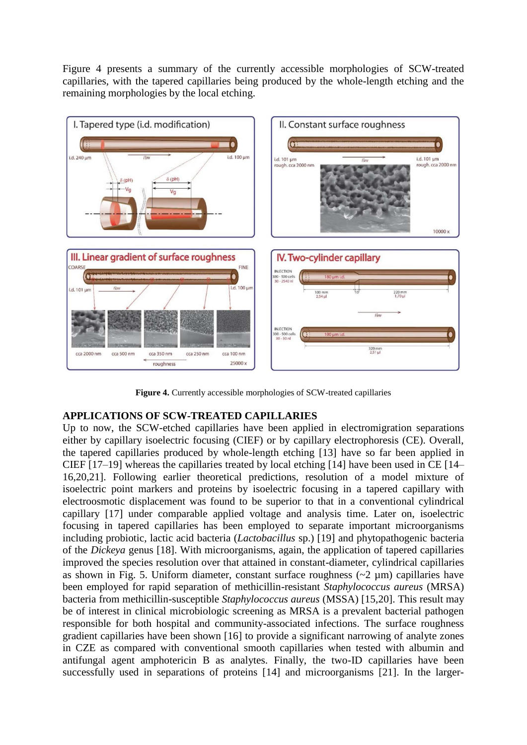Figure 4 presents a summary of the currently accessible morphologies of SCW-treated capillaries, with the tapered capillaries being produced by the whole-length etching and the remaining morphologies by the local etching.

**Figure 4.** Currently accessible morphologies of SCW-treated capillaries

## APPLICATIONS OF SCW-TREATED CAPILLARIES

Up to now, the SCW-etched capillaries have been applied in electromigration separations either by capillary isoelectric focusing (CIEF) or by capillary electrophoresis (CE). Overall, the tapered capillaries produced by whole-length etching [13] have so far been applied in CIEF [17–19] whereas the capillaries treated by local etching [14] have been used in CE [14–16,20,21]. Following earlier theoretical predictions, resolution of a model mixture of isoelectric point markers and proteins by isoelectric focusing in a tapered capillary with electroosmotic displacement was found to be superior to that in a conventional cylindrical capillary [17] under comparable applied voltage and analysis time. Later on, isoelectric focusing in tapered capillaries has been employed to separate important microorganisms including probiotic, lactic acid bacteria (*Lactobacillus* sp.) [19] and phytopathogenic bacteria of the *Dickeya* genus [18]. With microorganisms, again, the application of tapered capillaries improved the species resolution over that attained in constant-diameter, cylindrical capillaries as shown in Fig. 5. Uniform diameter, constant surface roughness (~2 μm) capillaries have been employed for rapid separation of methicillin-resistant *Staphylococcus aureus* (MRSA) bacteria from methicillin-susceptible *Staphylococcus aureus* (MSSA) [15,20]. This result may be of interest in clinical microbiologic screening as MRSA is a prevalent bacterial pathogen responsible for both hospital and community-associated infections. The surface roughness gradient capillaries have been shown [16] to provide a significant narrowing of analyte zones in CZE as compared with conventional smooth capillaries when tested with albumin and antifungal agent amphotericin B as analytes. Finally, the two-ID capillaries have been successfully used in separations of proteins [14] and microorganisms [21]. In the larger-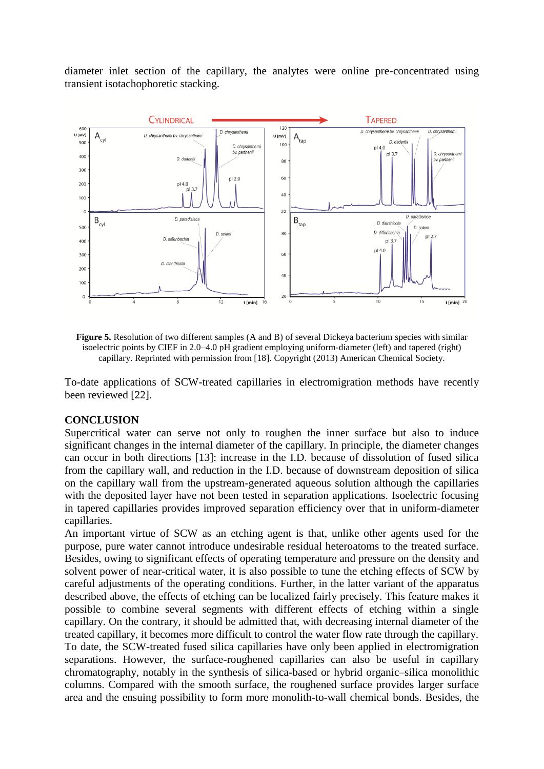diameter inlet section of the capillary, the analytes were online pre-concentrated using transient isotachophoretic stacking.

**Figure 5.** Resolution of two different samples (A and B) of several Dickeya bacterium species with similar isoelectric points by CIEF in 2.0–4.0 pH gradient employing uniform-diameter (left) and tapered (right) capillary. Reprinted with permission from [18]. Copyright (2013) American Chemical Society.

To-date applications of SCW-treated capillaries in electromigration methods have recently been reviewed [22].

## CONCLUSION

Supercritical water can serve not only to roughen the inner surface but also to induce significant changes in the internal diameter of the capillary. In principle, the diameter changes can occur in both directions [13]: increase in the I.D. because of dissolution of fused silica from the capillary wall, and reduction in the I.D. because of downstream deposition of silica on the capillary wall from the upstream-generated aqueous solution although the capillaries with the deposited layer have not been tested in separation applications. Isoelectric focusing in tapered capillaries provides improved separation efficiency over that in uniform-diameter capillaries.

An important virtue of SCW as an etching agent is that, unlike other agents used for the purpose, pure water cannot introduce undesirable residual heteroatoms to the treated surface. Besides, owing to significant effects of operating temperature and pressure on the density and solvent power of near-critical water, it is also possible to tune the etching effects of SCW by careful adjustments of the operating conditions. Further, in the latter variant of the apparatus described above, the effects of etching can be localized fairly precisely. This feature makes it possible to combine several segments with different effects of etching within a single capillary. On the contrary, it should be admitted that, with decreasing internal diameter of the treated capillary, it becomes more difficult to control the water flow rate through the capillary. To date, the SCW-treated fused silica capillaries have only been applied in electromigration separations. However, the surface-roughened capillaries can also be useful in capillary chromatography, notably in the synthesis of silica-based or hybrid organic–silica monolithic columns. Compared with the smooth surface, the roughened surface provides larger surface area and the ensuing possibility to form more monolith-to-wall chemical bonds. Besides, the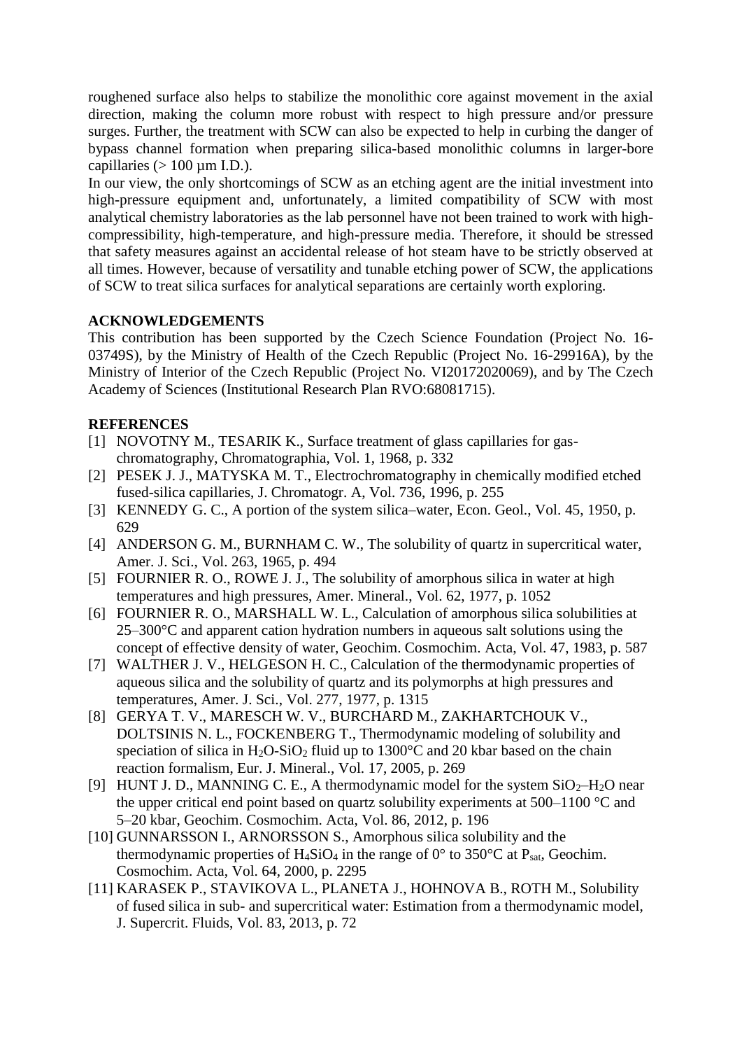roughened surface also helps to stabilize the monolithic core against movement in the axial direction, making the column more robust with respect to high pressure and/or pressure surges. Further, the treatment with SCW can also be expected to help in curbing the danger of bypass channel formation when preparing silica-based monolithic columns in larger-bore capillaries (> 100 µm I.D.).

In our view, the only shortcomings of SCW as an etching agent are the initial investment into high-pressure equipment and, unfortunately, a limited compatibility of SCW with most analytical chemistry laboratories as the lab personnel have not been trained to work with high-compressibility, high-temperature, and high-pressure media. Therefore, it should be stressed that safety measures against an accidental release of hot steam have to be strictly observed at all times. However, because of versatility and tunable etching power of SCW, the applications of SCW to treat silica surfaces for analytical separations are certainly worth exploring.

## ACKNOWLEDGEMENTS

This contribution has been supported by the Czech Science Foundation (Project No. 16-03749S), by the Ministry of Health of the Czech Republic (Project No. 16-29916A), by the Ministry of Interior of the Czech Republic (Project No. VI20172020069), and by The Czech Academy of Sciences (Institutional Research Plan RVO:68081715).

## REFERENCES

[1] NOVOTNY M., TESARIK K., Surface treatment of glass capillaries for gas-chromatography, Chromatographia, Vol. 1, 1968, p. 332

[2] PESEK J. J., MATYSKA M. T., Electrochromatography in chemically modified etched fused-silica capillaries, J. Chromatogr. A, Vol. 736, 1996, p. 255

[3] KENNEDY G. C., A portion of the system silica–water, Econ. Geol., Vol. 45, 1950, p. 629

[4] ANDERSON G. M., BURNHAM C. W., The solubility of quartz in supercritical water, Amer. J. Sci., Vol. 263, 1965, p. 494

[5] FOURNIER R. O., ROWE J. J., The solubility of amorphous silica in water at high temperatures and high pressures, Amer. Mineral., Vol. 62, 1977, p. 1052

[6] FOURNIER R. O., MARSHALL W. L., Calculation of amorphous silica solubilities at 25–300°C and apparent cation hydration numbers in aqueous salt solutions using the concept of effective density of water, Geochim. Cosmochim. Acta, Vol. 47, 1983, p. 587

[7] WALTHER J. V., HELGESON H. C., Calculation of the thermodynamic properties of aqueous silica and the solubility of quartz and its polymorphs at high pressures and temperatures, Amer. J. Sci., Vol. 277, 1977, p. 1315

[8] GERYA T. V., MARESCH W. V., BURCHARD M., ZAKHARTCHOUK V., DOLTSINIS N. L., FOCKENBERG T., Thermodynamic modeling of solubility and speciation of silica in $H_2O$-$SiO_2$ fluid up to 1300°C and 20 kbar based on the chain reaction formalism, Eur. J. Mineral., Vol. 17, 2005, p. 269

[9] HUNT J. D., MANNING C. E., A thermodynamic model for the system $SiO_2$–$H_2O$ near the upper critical end point based on quartz solubility experiments at 500–1100 °C and 5–20 kbar, Geochim. Cosmochim. Acta, Vol. 86, 2012, p. 196

[10] GUNNARSSON I., ARNORSSON S., Amorphous silica solubility and the thermodynamic properties of $H_4SiO_4$ in the range of 0° to 350°C at $P_{sat}$, Geochim. Cosmochim. Acta, Vol. 64, 2000, p. 2295

[11] KARASEK P., STAVIKOVA L., PLANETA J., HOHNOVA B., ROTH M., Solubility of fused silica in sub- and supercritical water: Estimation from a thermodynamic model, J. Supercrit. Fluids, Vol. 83, 2013, p. 72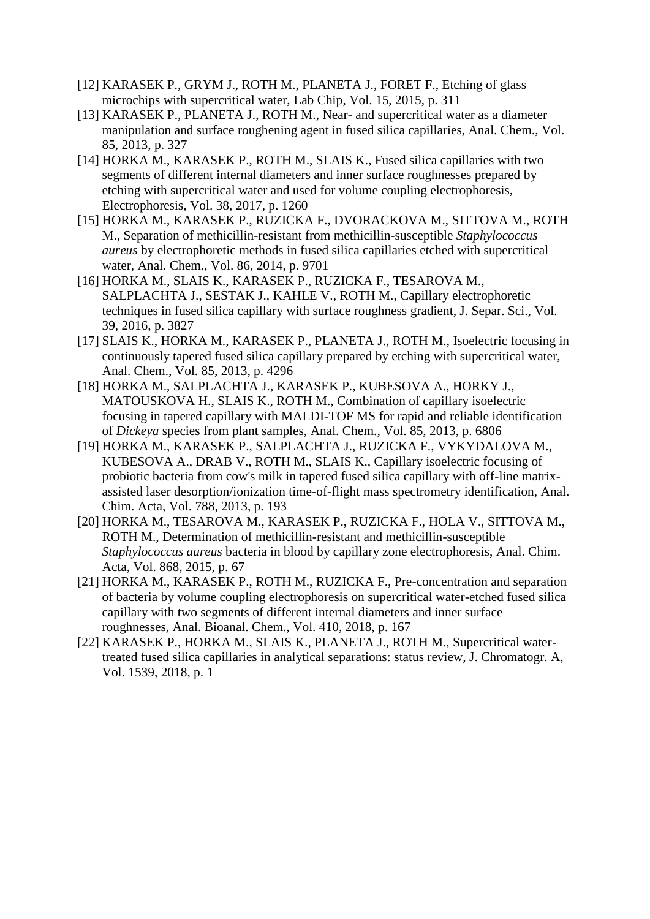[12] KARASEK P., GRYM J., ROTH M., PLANETA J., FORET F., Etching of glass microchips with supercritical water, Lab Chip, Vol. 15, 2015, p. 311

[13] KARASEK P., PLANETA J., ROTH M., Near- and supercritical water as a diameter manipulation and surface roughening agent in fused silica capillaries, Anal. Chem., Vol. 85, 2013, p. 327

[14] HORKA M., KARASEK P., ROTH M., SLAIS K., Fused silica capillaries with two segments of different internal diameters and inner surface roughnesses prepared by etching with supercritical water and used for volume coupling electrophoresis, Electrophoresis, Vol. 38, 2017, p. 1260

[15] HORKA M., KARASEK P., RUZICKA F., DVORACKOVA M., SITTOVA M., ROTH M., Separation of methicillin-resistant from methicillin-susceptible *Staphylococcus aureus* by electrophoretic methods in fused silica capillaries etched with supercritical water, Anal. Chem., Vol. 86, 2014, p. 9701

[16] HORKA M., SLAIS K., KARASEK P., RUZICKA F., TESAROVA M., SALPLACHTA J., SESTAK J., KAHLE V., ROTH M., Capillary electrophoretic techniques in fused silica capillary with surface roughness gradient, J. Separ. Sci., Vol. 39, 2016, p. 3827

[17] SLAIS K., HORKA M., KARASEK P., PLANETA J., ROTH M., Isoelectric focusing in continuously tapered fused silica capillary prepared by etching with supercritical water, Anal. Chem., Vol. 85, 2013, p. 4296

[18] HORKA M., SALPLACHTA J., KARASEK P., KUBESOVA A., HORKY J., MATOUSKOVA H., SLAIS K., ROTH M., Combination of capillary isoelectric focusing in tapered capillary with MALDI-TOF MS for rapid and reliable identification of *Dickeya* species from plant samples, Anal. Chem., Vol. 85, 2013, p. 6806

[19] HORKA M., KARASEK P., SALPLACHTA J., RUZICKA F., VYKYDALOVA M., KUBESOVA A., DRAB V., ROTH M., SLAIS K., Capillary isoelectric focusing of probiotic bacteria from cow's milk in tapered fused silica capillary with off-line matrix-assisted laser desorption/ionization time-of-flight mass spectrometry identification, Anal. Chim. Acta, Vol. 788, 2013, p. 193

[20] HORKA M., TESAROVA M., KARASEK P., RUZICKA F., HOLA V., SITTOVA M., ROTH M., Determination of methicillin-resistant and methicillin-susceptible *Staphylococcus aureus* bacteria in blood by capillary zone electrophoresis, Anal. Chim. Acta, Vol. 868, 2015, p. 67

[21] HORKA M., KARASEK P., ROTH M., RUZICKA F., Pre-concentration and separation of bacteria by volume coupling electrophoresis on supercritical water-etched fused silica capillary with two segments of different internal diameters and inner surface roughnesses, Anal. Bioanal. Chem., Vol. 410, 2018, p. 167

[22] KARASEK P., HORKA M., SLAIS K., PLANETA J., ROTH M., Supercritical water-treated fused silica capillaries in analytical separations: status review, J. Chromatogr. A, Vol. 1539, 2018, p. 1